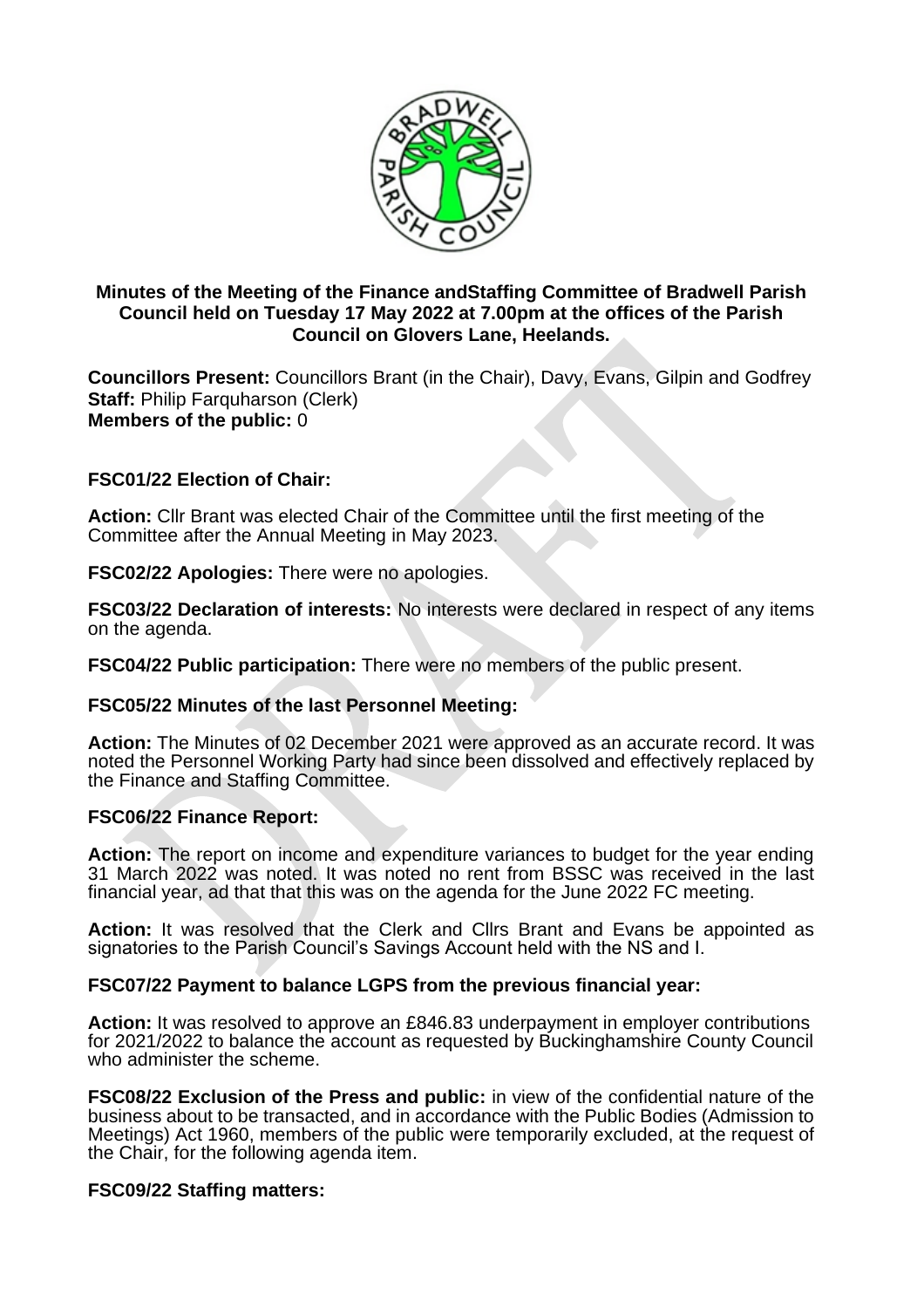**Minutes of the Meeting of the Finance andStaffing Committee of Bradwell Parish Council held on Tuesday 17 May 2022 at 7.00pm at the offices of the Parish Council on Glovers Lane, Heelands.**

**Councillors Present:** Councillors Brant (in the Chair), Davy, Evans, Gilpin and Godfrey
**Staff:** Philip Farquharson (Clerk)
**Members of the public:** 0

**FSC01/22 Election of Chair:**

**Action:** Cllr Brant was elected Chair of the Committee until the first meeting of the Committee after the Annual Meeting in May 2023.

**FSC02/22 Apologies:** There were no apologies.

**FSC03/22 Declaration of interests:** No interests were declared in respect of any items on the agenda.

**FSC04/22 Public participation:** There were no members of the public present.

**FSC05/22 Minutes of the last Personnel Meeting:**

**Action:** The Minutes of 02 December 2021 were approved as an accurate record. It was noted the Personnel Working Party had since been dissolved and effectively replaced by the Finance and Staffing Committee.

**FSC06/22 Finance Report:**

**Action:** The report on income and expenditure variances to budget for the year ending 31 March 2022 was noted. It was noted no rent from BSSC was received in the last financial year, ad that that this was on the agenda for the June 2022 FC meeting.

**Action:** It was resolved that the Clerk and Cllrs Brant and Evans be appointed as signatories to the Parish Council's Savings Account held with the NS and I.

**FSC07/22 Payment to balance LGPS from the previous financial year:**

**Action:** It was resolved to approve an £846.83 underpayment in employer contributions for 2021/2022 to balance the account as requested by Buckinghamshire County Council who administer the scheme.

**FSC08/22 Exclusion of the Press and public:** in view of the confidential nature of the business about to be transacted, and in accordance with the Public Bodies (Admission to Meetings) Act 1960, members of the public were temporarily excluded, at the request of the Chair, for the following agenda item.

**FSC09/22 Staffing matters:**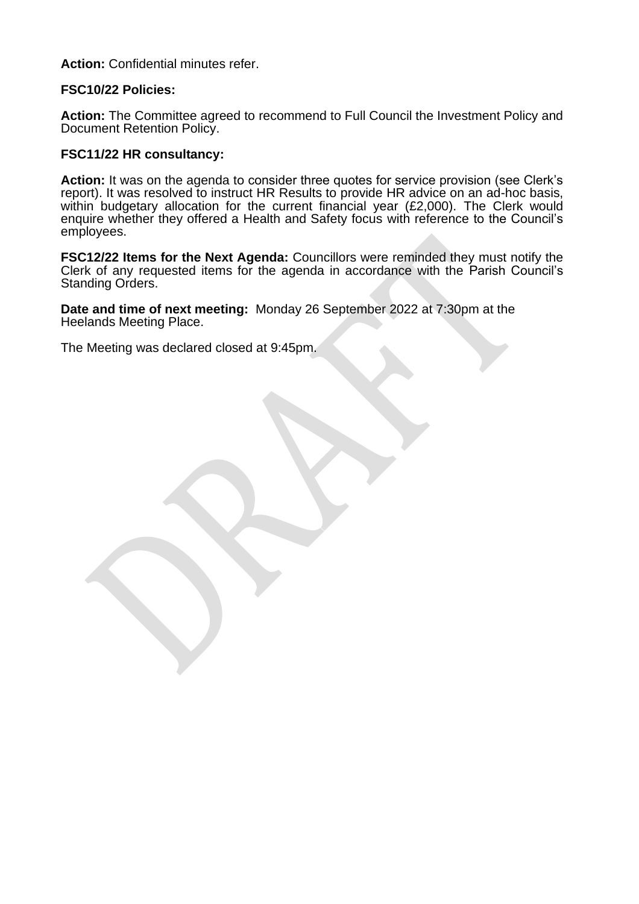**Action:** Confidential minutes refer.

**FSC10/22 Policies:**

**Action:** The Committee agreed to recommend to Full Council the Investment Policy and Document Retention Policy.

**FSC11/22 HR consultancy:**

**Action:** It was on the agenda to consider three quotes for service provision (see Clerk's report). It was resolved to instruct HR Results to provide HR advice on an ad-hoc basis, within budgetary allocation for the current financial year (£2,000). The Clerk would enquire whether they offered a Health and Safety focus with reference to the Council's employees.

**FSC12/22 Items for the Next Agenda:** Councillors were reminded they must notify the Clerk of any requested items for the agenda in accordance with the Parish Council's Standing Orders.

**Date and time of next meeting:** Monday 26 September 2022 at 7:30pm at the Heelands Meeting Place.

The Meeting was declared closed at 9:45pm.